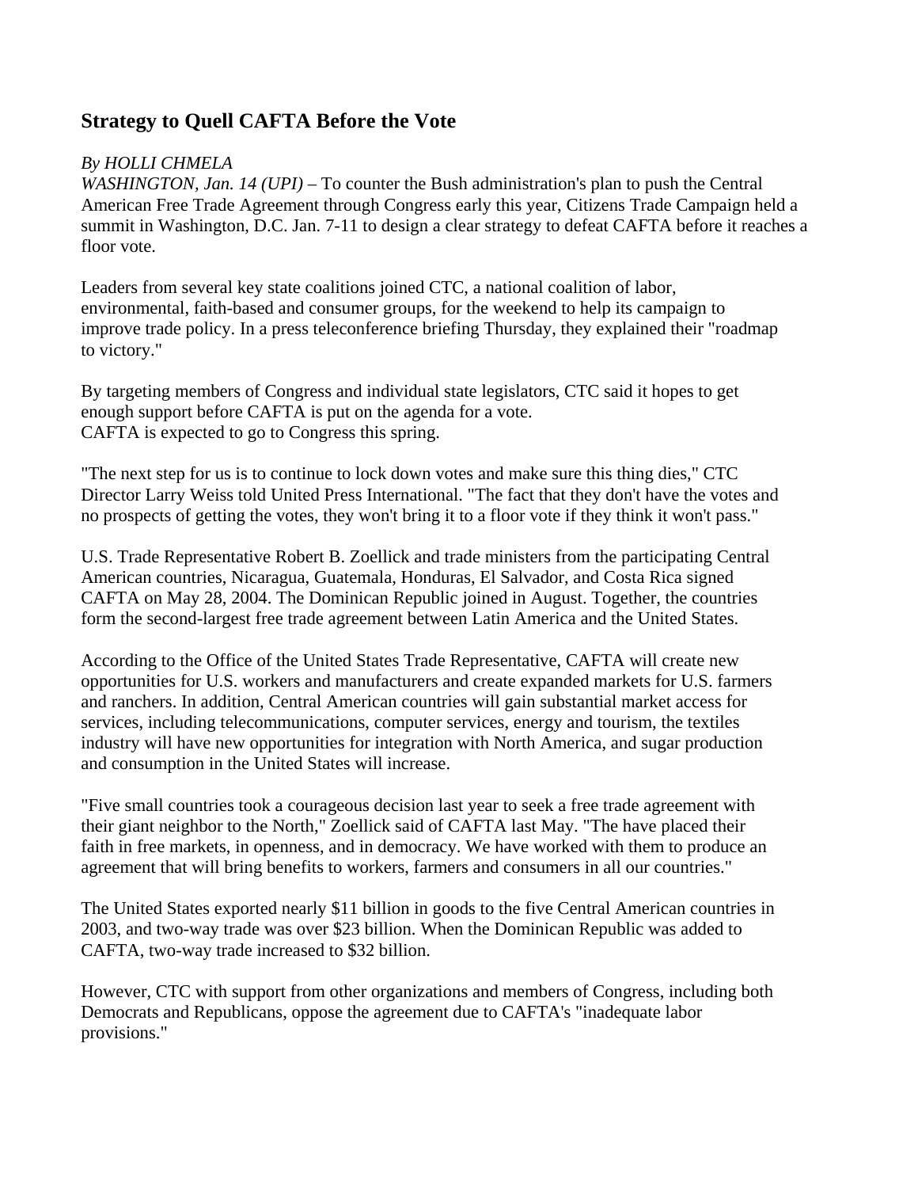## Strategy to Quell CAFTA Before the Vote

*By HOLLI CHMELA*
*WASHINGTON, Jan. 14 (UPI)* – To counter the Bush administration's plan to push the Central American Free Trade Agreement through Congress early this year, Citizens Trade Campaign held a summit in Washington, D.C. Jan. 7-11 to design a clear strategy to defeat CAFTA before it reaches a floor vote.

Leaders from several key state coalitions joined CTC, a national coalition of labor, environmental, faith-based and consumer groups, for the weekend to help its campaign to improve trade policy. In a press teleconference briefing Thursday, they explained their "roadmap to victory."

By targeting members of Congress and individual state legislators, CTC said it hopes to get enough support before CAFTA is put on the agenda for a vote.
CAFTA is expected to go to Congress this spring.

"The next step for us is to continue to lock down votes and make sure this thing dies," CTC Director Larry Weiss told United Press International. "The fact that they don't have the votes and no prospects of getting the votes, they won't bring it to a floor vote if they think it won't pass."

U.S. Trade Representative Robert B. Zoellick and trade ministers from the participating Central American countries, Nicaragua, Guatemala, Honduras, El Salvador, and Costa Rica signed CAFTA on May 28, 2004. The Dominican Republic joined in August. Together, the countries form the second-largest free trade agreement between Latin America and the United States.

According to the Office of the United States Trade Representative, CAFTA will create new opportunities for U.S. workers and manufacturers and create expanded markets for U.S. farmers and ranchers. In addition, Central American countries will gain substantial market access for services, including telecommunications, computer services, energy and tourism, the textiles industry will have new opportunities for integration with North America, and sugar production and consumption in the United States will increase.

"Five small countries took a courageous decision last year to seek a free trade agreement with their giant neighbor to the North," Zoellick said of CAFTA last May. "The have placed their faith in free markets, in openness, and in democracy. We have worked with them to produce an agreement that will bring benefits to workers, farmers and consumers in all our countries."

The United States exported nearly $11 billion in goods to the five Central American countries in 2003, and two-way trade was over $23 billion. When the Dominican Republic was added to CAFTA, two-way trade increased to $32 billion.

However, CTC with support from other organizations and members of Congress, including both Democrats and Republicans, oppose the agreement due to CAFTA's "inadequate labor provisions."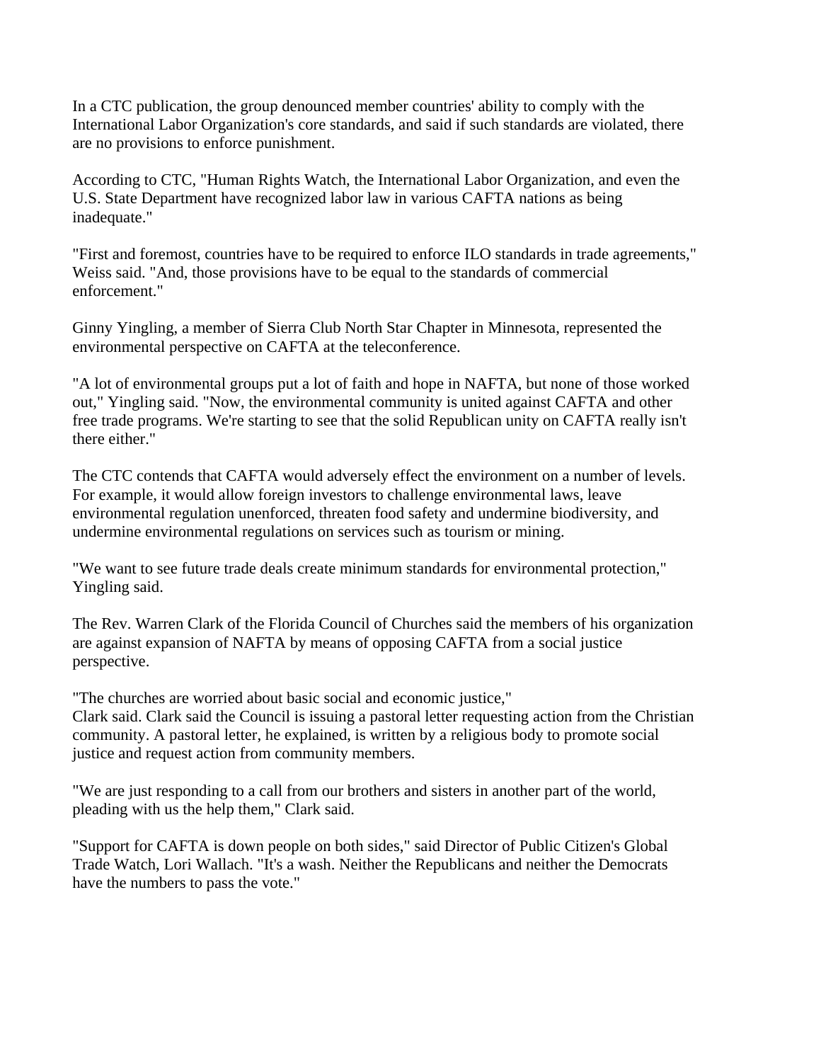In a CTC publication, the group denounced member countries' ability to comply with the International Labor Organization's core standards, and said if such standards are violated, there are no provisions to enforce punishment.

According to CTC, "Human Rights Watch, the International Labor Organization, and even the U.S. State Department have recognized labor law in various CAFTA nations as being inadequate."

"First and foremost, countries have to be required to enforce ILO standards in trade agreements," Weiss said. "And, those provisions have to be equal to the standards of commercial enforcement."

Ginny Yingling, a member of Sierra Club North Star Chapter in Minnesota, represented the environmental perspective on CAFTA at the teleconference.

"A lot of environmental groups put a lot of faith and hope in NAFTA, but none of those worked out," Yingling said. "Now, the environmental community is united against CAFTA and other free trade programs. We're starting to see that the solid Republican unity on CAFTA really isn't there either."

The CTC contends that CAFTA would adversely effect the environment on a number of levels. For example, it would allow foreign investors to challenge environmental laws, leave environmental regulation unenforced, threaten food safety and undermine biodiversity, and undermine environmental regulations on services such as tourism or mining.

"We want to see future trade deals create minimum standards for environmental protection," Yingling said.

The Rev. Warren Clark of the Florida Council of Churches said the members of his organization are against expansion of NAFTA by means of opposing CAFTA from a social justice perspective.

"The churches are worried about basic social and economic justice,"
Clark said. Clark said the Council is issuing a pastoral letter requesting action from the Christian community. A pastoral letter, he explained, is written by a religious body to promote social justice and request action from community members.

"We are just responding to a call from our brothers and sisters in another part of the world, pleading with us the help them," Clark said.

"Support for CAFTA is down people on both sides," said Director of Public Citizen's Global Trade Watch, Lori Wallach. "It's a wash. Neither the Republicans and neither the Democrats have the numbers to pass the vote."